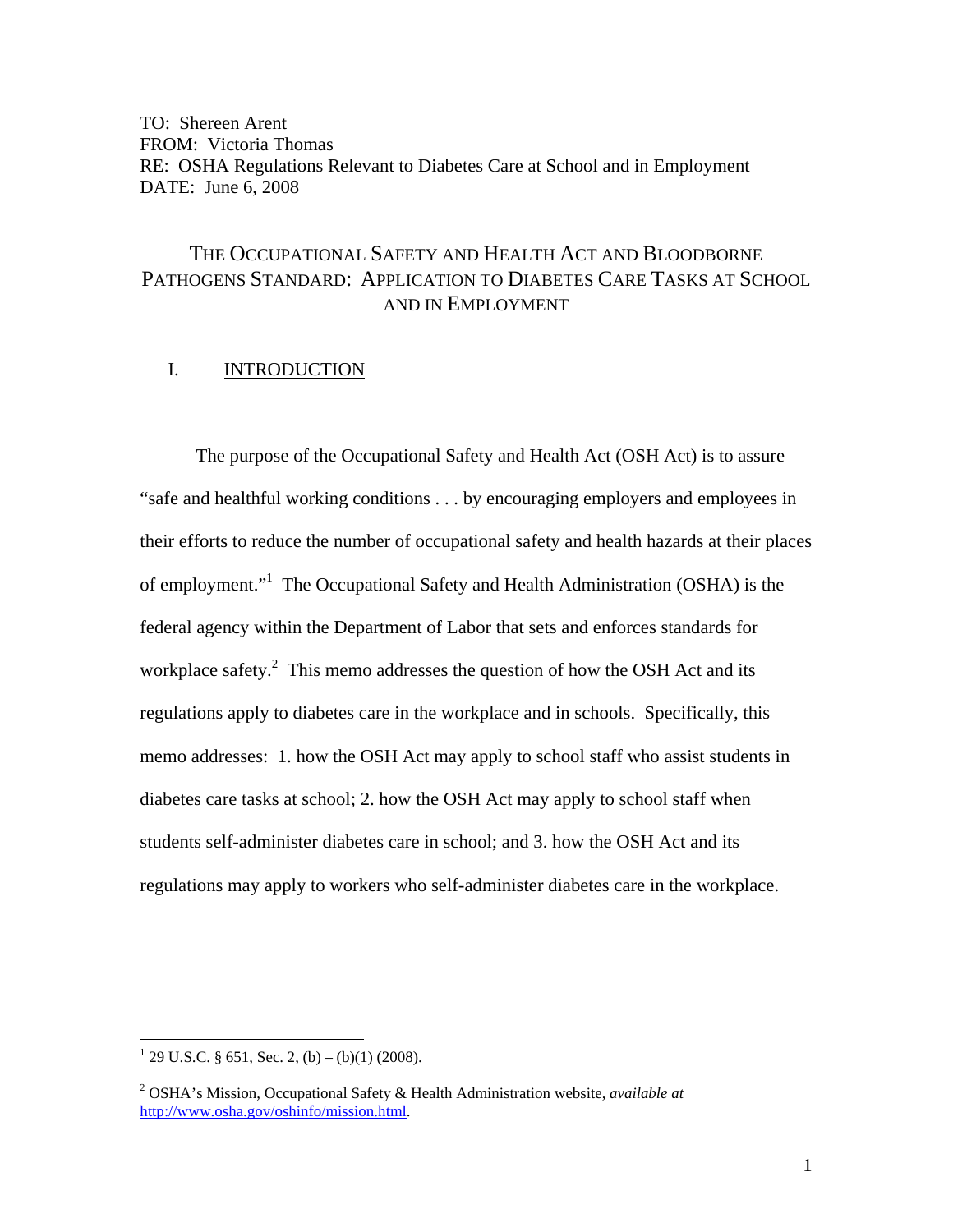TO: Shereen Arent
FROM: Victoria Thomas
RE: OSHA Regulations Relevant to Diabetes Care at School and in Employment
DATE: June 6, 2008

# THE OCCUPATIONAL SAFETY AND HEALTH ACT AND BLOODBORNE PATHOGENS STANDARD: APPLICATION TO DIABETES CARE TASKS AT SCHOOL AND IN EMPLOYMENT

## I. INTRODUCTION

The purpose of the Occupational Safety and Health Act (OSH Act) is to assure "safe and healthful working conditions . . . by encouraging employers and employees in their efforts to reduce the number of occupational safety and health hazards at their places of employment."[1] The Occupational Safety and Health Administration (OSHA) is the federal agency within the Department of Labor that sets and enforces standards for workplace safety.[2] This memo addresses the question of how the OSH Act and its regulations apply to diabetes care in the workplace and in schools. Specifically, this memo addresses: 1. how the OSH Act may apply to school staff who assist students in diabetes care tasks at school; 2. how the OSH Act may apply to school staff when students self-administer diabetes care in school; and 3. how the OSH Act and its regulations may apply to workers who self-administer diabetes care in the workplace.

---

[1] 29 U.S.C. § 651, Sec. 2, (b) – (b)(1) (2008).

[2] OSHA's Mission, Occupational Safety & Health Administration website, *available at* http://www.osha.gov/oshinfo/mission.html.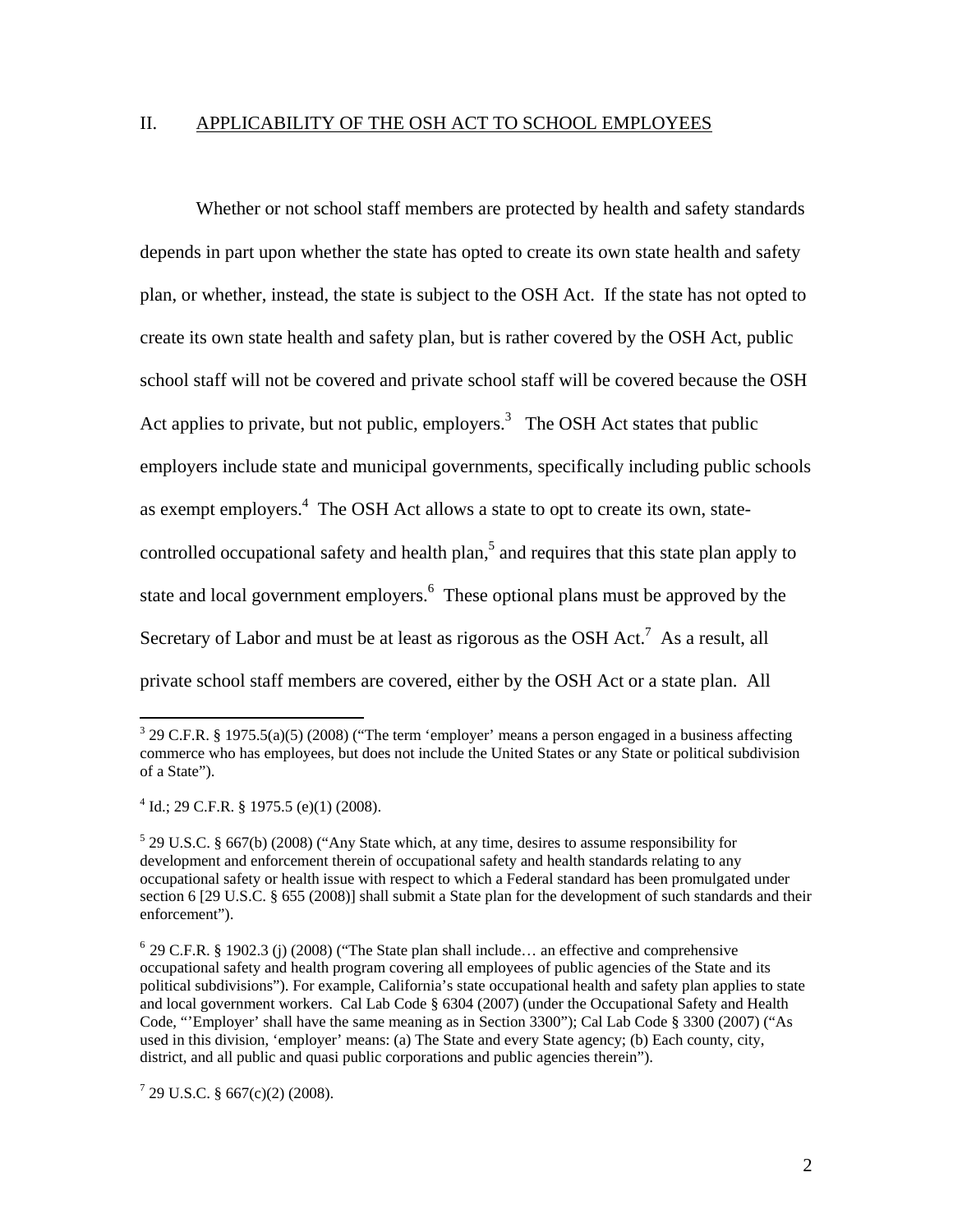## II. APPLICABILITY OF THE OSH ACT TO SCHOOL EMPLOYEES

Whether or not school staff members are protected by health and safety standards depends in part upon whether the state has opted to create its own state health and safety plan, or whether, instead, the state is subject to the OSH Act. If the state has not opted to create its own state health and safety plan, but is rather covered by the OSH Act, public school staff will not be covered and private school staff will be covered because the OSH Act applies to private, but not public, employers.[3] The OSH Act states that public employers include state and municipal governments, specifically including public schools as exempt employers.[4] The OSH Act allows a state to opt to create its own, state-controlled occupational safety and health plan,[5] and requires that this state plan apply to state and local government employers.[6] These optional plans must be approved by the Secretary of Labor and must be at least as rigorous as the OSH Act.[7] As a result, all private school staff members are covered, either by the OSH Act or a state plan. All

---

[3] 29 C.F.R. § 1975.5(a)(5) (2008) ("The term 'employer' means a person engaged in a business affecting commerce who has employees, but does not include the United States or any State or political subdivision of a State").

[4] Id.; 29 C.F.R. § 1975.5 (e)(1) (2008).

[5] 29 U.S.C. § 667(b) (2008) ("Any State which, at any time, desires to assume responsibility for development and enforcement therein of occupational safety and health standards relating to any occupational safety or health issue with respect to which a Federal standard has been promulgated under section 6 [29 U.S.C. § 655 (2008)] shall submit a State plan for the development of such standards and their enforcement").

[6] 29 C.F.R. § 1902.3 (j) (2008) ("The State plan shall include… an effective and comprehensive occupational safety and health program covering all employees of public agencies of the State and its political subdivisions"). For example, California's state occupational health and safety plan applies to state and local government workers. Cal Lab Code § 6304 (2007) (under the Occupational Safety and Health Code, "'Employer' shall have the same meaning as in Section 3300"); Cal Lab Code § 3300 (2007) ("As used in this division, 'employer' means: (a) The State and every State agency; (b) Each county, city, district, and all public and quasi public corporations and public agencies therein").

[7] 29 U.S.C. § 667(c)(2) (2008).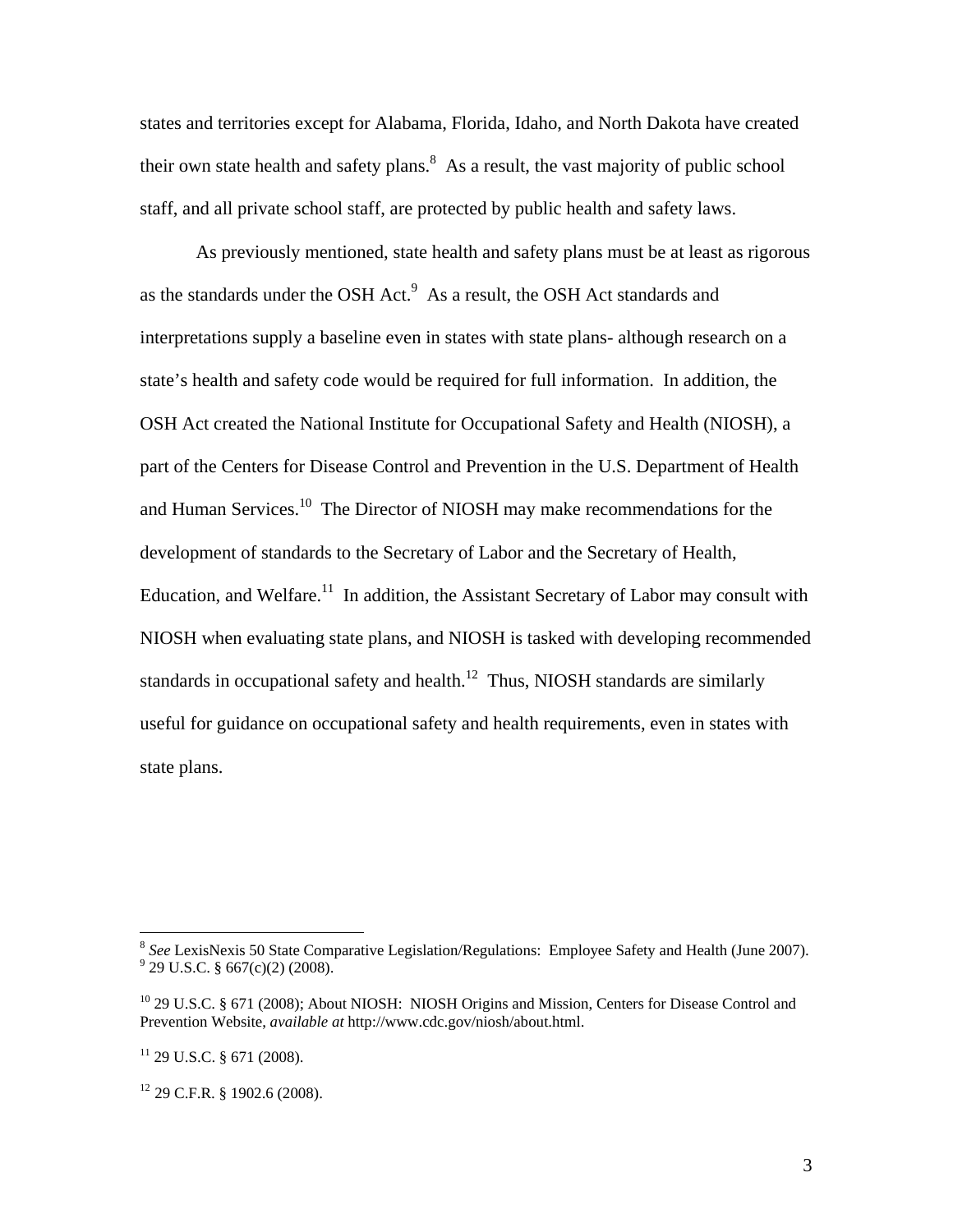states and territories except for Alabama, Florida, Idaho, and North Dakota have created their own state health and safety plans.[8] As a result, the vast majority of public school staff, and all private school staff, are protected by public health and safety laws.

As previously mentioned, state health and safety plans must be at least as rigorous as the standards under the OSH Act.[9] As a result, the OSH Act standards and interpretations supply a baseline even in states with state plans- although research on a state's health and safety code would be required for full information. In addition, the OSH Act created the National Institute for Occupational Safety and Health (NIOSH), a part of the Centers for Disease Control and Prevention in the U.S. Department of Health and Human Services.[10] The Director of NIOSH may make recommendations for the development of standards to the Secretary of Labor and the Secretary of Health, Education, and Welfare.[11] In addition, the Assistant Secretary of Labor may consult with NIOSH when evaluating state plans, and NIOSH is tasked with developing recommended standards in occupational safety and health.[12] Thus, NIOSH standards are similarly useful for guidance on occupational safety and health requirements, even in states with state plans.

---

[8] *See* LexisNexis 50 State Comparative Legislation/Regulations: Employee Safety and Health (June 2007).

[9] 29 U.S.C. § 667(c)(2) (2008).

[10] 29 U.S.C. § 671 (2008); About NIOSH: NIOSH Origins and Mission, Centers for Disease Control and Prevention Website, *available at* http://www.cdc.gov/niosh/about.html.

[11] 29 U.S.C. § 671 (2008).

[12] 29 C.F.R. § 1902.6 (2008).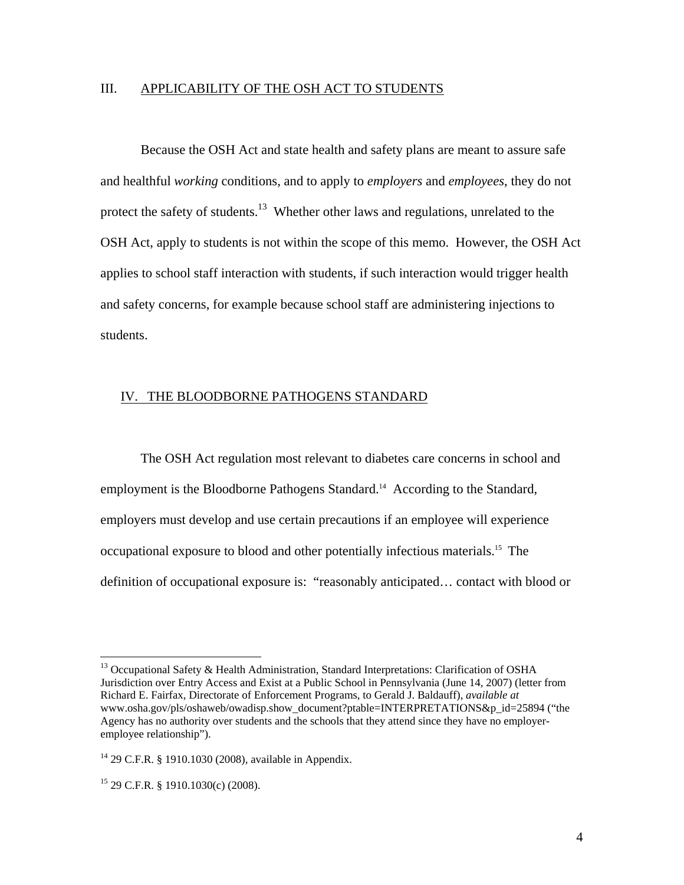## III. APPLICABILITY OF THE OSH ACT TO STUDENTS

Because the OSH Act and state health and safety plans are meant to assure safe and healthful *working* conditions, and to apply to *employers* and *employees*, they do not protect the safety of students.[13] Whether other laws and regulations, unrelated to the OSH Act, apply to students is not within the scope of this memo. However, the OSH Act applies to school staff interaction with students, if such interaction would trigger health and safety concerns, for example because school staff are administering injections to students.

## IV. THE BLOODBORNE PATHOGENS STANDARD

The OSH Act regulation most relevant to diabetes care concerns in school and employment is the Bloodborne Pathogens Standard.[14] According to the Standard, employers must develop and use certain precautions if an employee will experience occupational exposure to blood and other potentially infectious materials.[15] The definition of occupational exposure is: "reasonably anticipated… contact with blood or

---

[13] Occupational Safety & Health Administration, Standard Interpretations: Clarification of OSHA Jurisdiction over Entry Access and Exist at a Public School in Pennsylvania (June 14, 2007) (letter from Richard E. Fairfax, Directorate of Enforcement Programs, to Gerald J. Baldauff), *available at* www.osha.gov/pls/oshaweb/owadisp.show_document?ptable=INTERPRETATIONS&p_id=25894 ("the Agency has no authority over students and the schools that they attend since they have no employer-employee relationship").

[14] 29 C.F.R. § 1910.1030 (2008), available in Appendix.

[15] 29 C.F.R. § 1910.1030(c) (2008).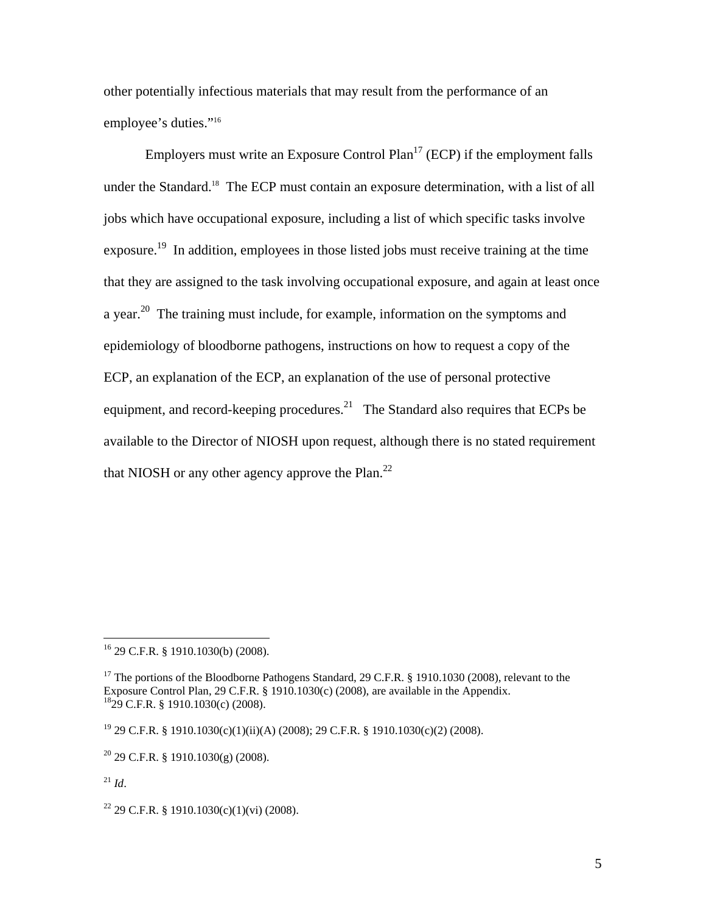other potentially infectious materials that may result from the performance of an employee's duties."[16]

Employers must write an Exposure Control Plan[17] (ECP) if the employment falls under the Standard.[18] The ECP must contain an exposure determination, with a list of all jobs which have occupational exposure, including a list of which specific tasks involve exposure.[19] In addition, employees in those listed jobs must receive training at the time that they are assigned to the task involving occupational exposure, and again at least once a year.[20] The training must include, for example, information on the symptoms and epidemiology of bloodborne pathogens, instructions on how to request a copy of the ECP, an explanation of the ECP, an explanation of the use of personal protective equipment, and record-keeping procedures.[21] The Standard also requires that ECPs be available to the Director of NIOSH upon request, although there is no stated requirement that NIOSH or any other agency approve the Plan.[22]

---

[16] 29 C.F.R. § 1910.1030(b) (2008).

[17] The portions of the Bloodborne Pathogens Standard, 29 C.F.R. § 1910.1030 (2008), relevant to the Exposure Control Plan, 29 C.F.R. § 1910.1030(c) (2008), are available in the Appendix.

[18] 29 C.F.R. § 1910.1030(c) (2008).

[19] 29 C.F.R. § 1910.1030(c)(1)(ii)(A) (2008); 29 C.F.R. § 1910.1030(c)(2) (2008).

[20] 29 C.F.R. § 1910.1030(g) (2008).

[21] *Id*.

[22] 29 C.F.R. § 1910.1030(c)(1)(vi) (2008).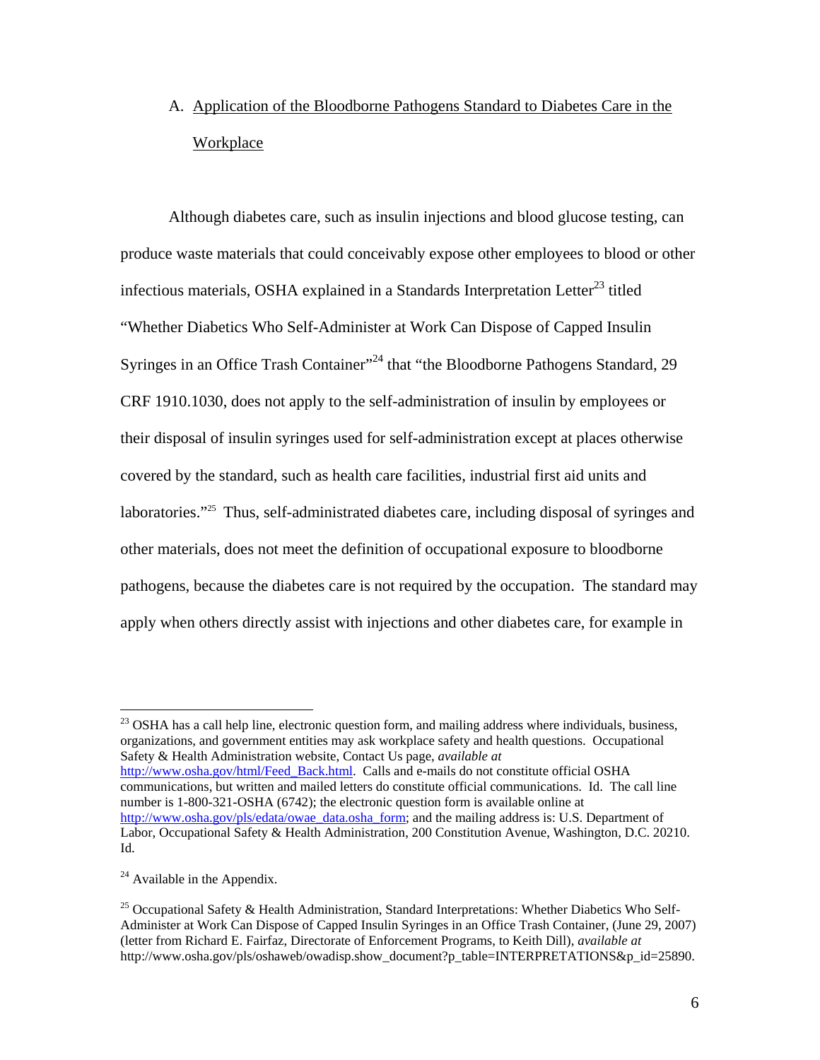### A. Application of the Bloodborne Pathogens Standard to Diabetes Care in the Workplace

Although diabetes care, such as insulin injections and blood glucose testing, can produce waste materials that could conceivably expose other employees to blood or other infectious materials, OSHA explained in a Standards Interpretation Letter[23] titled "Whether Diabetics Who Self-Administer at Work Can Dispose of Capped Insulin Syringes in an Office Trash Container"[24] that "the Bloodborne Pathogens Standard, 29 CRF 1910.1030, does not apply to the self-administration of insulin by employees or their disposal of insulin syringes used for self-administration except at places otherwise covered by the standard, such as health care facilities, industrial first aid units and laboratories."[25] Thus, self-administrated diabetes care, including disposal of syringes and other materials, does not meet the definition of occupational exposure to bloodborne pathogens, because the diabetes care is not required by the occupation. The standard may apply when others directly assist with injections and other diabetes care, for example in

---

[23] OSHA has a call help line, electronic question form, and mailing address where individuals, business, organizations, and government entities may ask workplace safety and health questions. Occupational Safety & Health Administration website, Contact Us page, *available at* http://www.osha.gov/html/Feed_Back.html. Calls and e-mails do not constitute official OSHA communications, but written and mailed letters do constitute official communications. Id. The call line number is 1-800-321-OSHA (6742); the electronic question form is available online at http://www.osha.gov/pls/edata/owae_data.osha_form; and the mailing address is: U.S. Department of Labor, Occupational Safety & Health Administration, 200 Constitution Avenue, Washington, D.C. 20210. Id.

[24] Available in the Appendix.

[25] Occupational Safety & Health Administration, Standard Interpretations: Whether Diabetics Who Self-Administer at Work Can Dispose of Capped Insulin Syringes in an Office Trash Container, (June 29, 2007) (letter from Richard E. Fairfaz, Directorate of Enforcement Programs, to Keith Dill), *available at* http://www.osha.gov/pls/oshaweb/owadisp.show_document?p_table=INTERPRETATIONS&p_id=25890.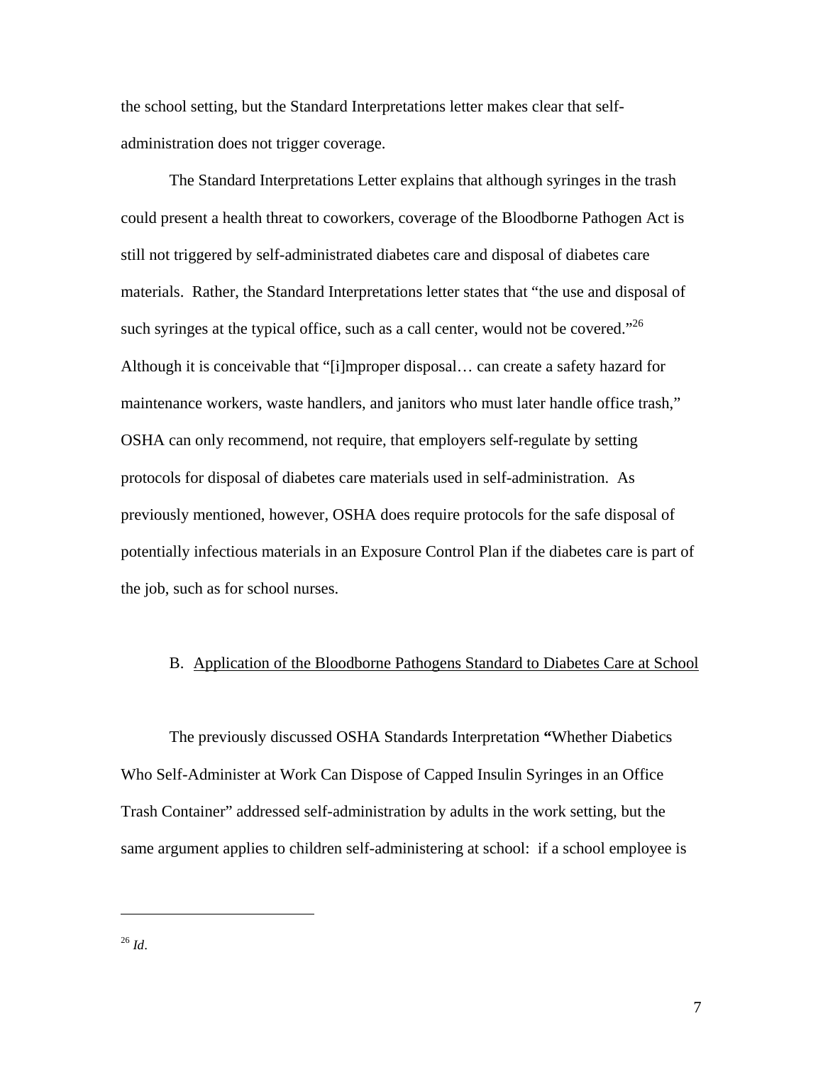the school setting, but the Standard Interpretations letter makes clear that self-administration does not trigger coverage.

The Standard Interpretations Letter explains that although syringes in the trash could present a health threat to coworkers, coverage of the Bloodborne Pathogen Act is still not triggered by self-administrated diabetes care and disposal of diabetes care materials. Rather, the Standard Interpretations letter states that "the use and disposal of such syringes at the typical office, such as a call center, would not be covered."[26] Although it is conceivable that "[i]mproper disposal… can create a safety hazard for maintenance workers, waste handlers, and janitors who must later handle office trash," OSHA can only recommend, not require, that employers self-regulate by setting protocols for disposal of diabetes care materials used in self-administration. As previously mentioned, however, OSHA does require protocols for the safe disposal of potentially infectious materials in an Exposure Control Plan if the diabetes care is part of the job, such as for school nurses.

### B. Application of the Bloodborne Pathogens Standard to Diabetes Care at School

The previously discussed OSHA Standards Interpretation **"**Whether Diabetics Who Self-Administer at Work Can Dispose of Capped Insulin Syringes in an Office Trash Container" addressed self-administration by adults in the work setting, but the same argument applies to children self-administering at school: if a school employee is

---

[26] *Id*.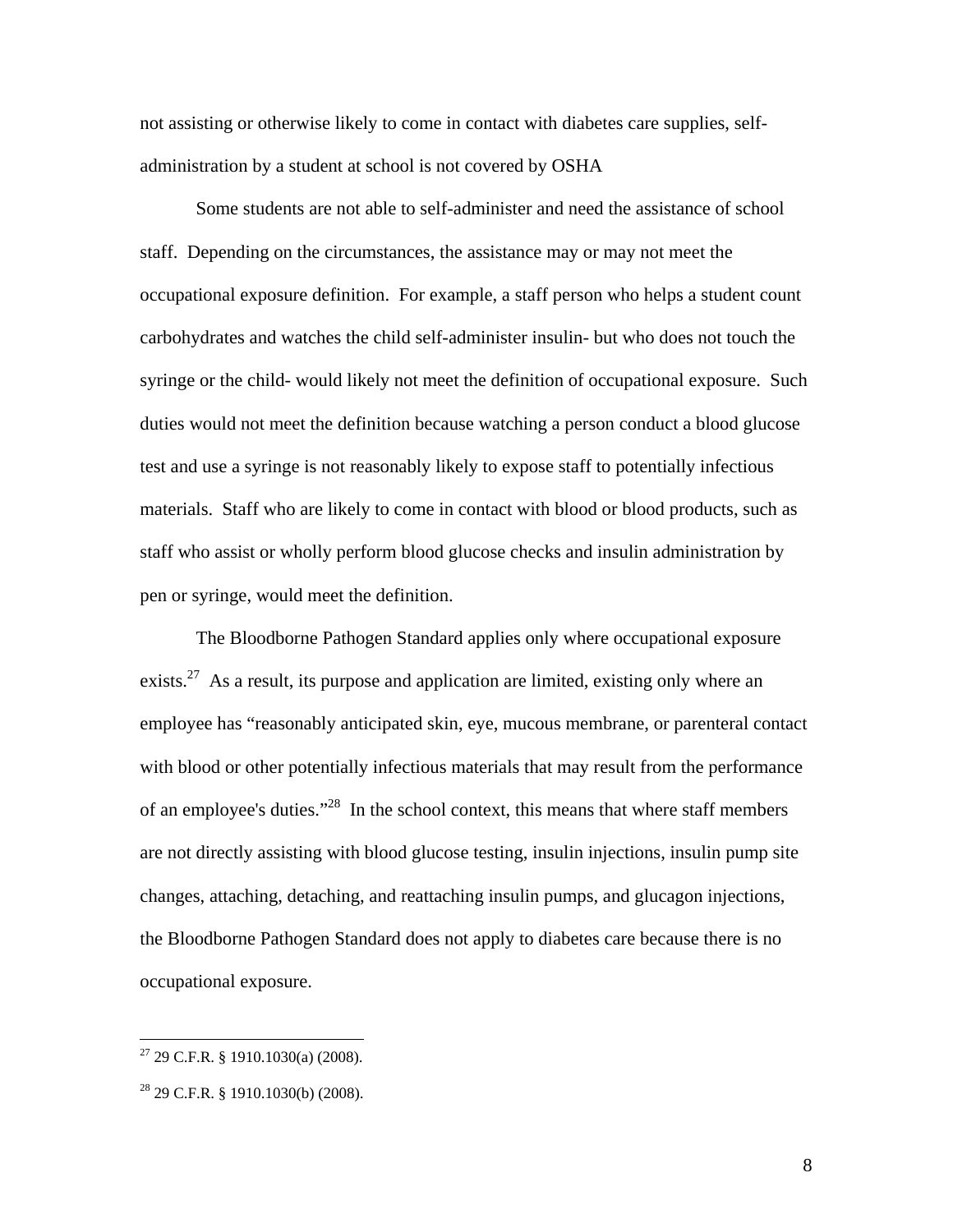not assisting or otherwise likely to come in contact with diabetes care supplies, self-administration by a student at school is not covered by OSHA

Some students are not able to self-administer and need the assistance of school staff. Depending on the circumstances, the assistance may or may not meet the occupational exposure definition. For example, a staff person who helps a student count carbohydrates and watches the child self-administer insulin- but who does not touch the syringe or the child- would likely not meet the definition of occupational exposure. Such duties would not meet the definition because watching a person conduct a blood glucose test and use a syringe is not reasonably likely to expose staff to potentially infectious materials. Staff who are likely to come in contact with blood or blood products, such as staff who assist or wholly perform blood glucose checks and insulin administration by pen or syringe, would meet the definition.

The Bloodborne Pathogen Standard applies only where occupational exposure exists.[27] As a result, its purpose and application are limited, existing only where an employee has "reasonably anticipated skin, eye, mucous membrane, or parenteral contact with blood or other potentially infectious materials that may result from the performance of an employee's duties."[28] In the school context, this means that where staff members are not directly assisting with blood glucose testing, insulin injections, insulin pump site changes, attaching, detaching, and reattaching insulin pumps, and glucagon injections, the Bloodborne Pathogen Standard does not apply to diabetes care because there is no occupational exposure.

---

[27] 29 C.F.R. § 1910.1030(a) (2008).

[28] 29 C.F.R. § 1910.1030(b) (2008).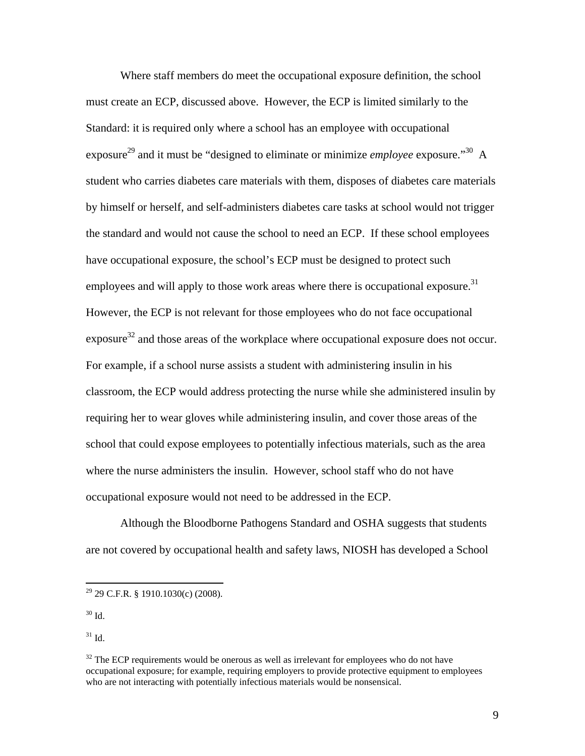Where staff members do meet the occupational exposure definition, the school must create an ECP, discussed above. However, the ECP is limited similarly to the Standard: it is required only where a school has an employee with occupational exposure[29] and it must be "designed to eliminate or minimize *employee* exposure."[30] A student who carries diabetes care materials with them, disposes of diabetes care materials by himself or herself, and self-administers diabetes care tasks at school would not trigger the standard and would not cause the school to need an ECP. If these school employees have occupational exposure, the school's ECP must be designed to protect such employees and will apply to those work areas where there is occupational exposure.[31] However, the ECP is not relevant for those employees who do not face occupational exposure[32] and those areas of the workplace where occupational exposure does not occur. For example, if a school nurse assists a student with administering insulin in his classroom, the ECP would address protecting the nurse while she administered insulin by requiring her to wear gloves while administering insulin, and cover those areas of the school that could expose employees to potentially infectious materials, such as the area where the nurse administers the insulin. However, school staff who do not have occupational exposure would not need to be addressed in the ECP.

Although the Bloodborne Pathogens Standard and OSHA suggests that students are not covered by occupational health and safety laws, NIOSH has developed a School

---

[29] 29 C.F.R. § 1910.1030(c) (2008).

[30] Id.

[31] Id.

[32] The ECP requirements would be onerous as well as irrelevant for employees who do not have occupational exposure; for example, requiring employers to provide protective equipment to employees who are not interacting with potentially infectious materials would be nonsensical.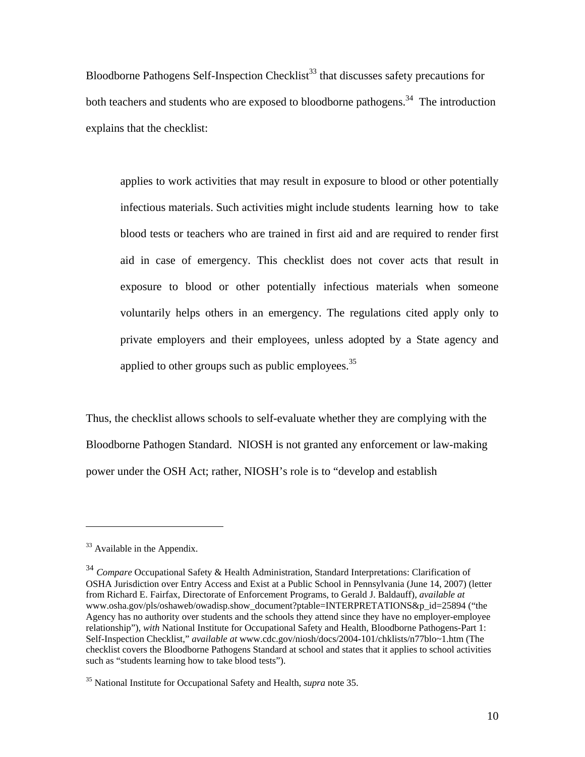Bloodborne Pathogens Self-Inspection Checklist[33] that discusses safety precautions for both teachers and students who are exposed to bloodborne pathogens.[34] The introduction explains that the checklist:

> applies to work activities that may result in exposure to blood or other potentially infectious materials. Such activities might include students learning how to take blood tests or teachers who are trained in first aid and are required to render first aid in case of emergency. This checklist does not cover acts that result in exposure to blood or other potentially infectious materials when someone voluntarily helps others in an emergency. The regulations cited apply only to private employers and their employees, unless adopted by a State agency and applied to other groups such as public employees.[35]

Thus, the checklist allows schools to self-evaluate whether they are complying with the Bloodborne Pathogen Standard. NIOSH is not granted any enforcement or law-making power under the OSH Act; rather, NIOSH's role is to "develop and establish

---

[33] Available in the Appendix.

[34] *Compare* Occupational Safety & Health Administration, Standard Interpretations: Clarification of OSHA Jurisdiction over Entry Access and Exist at a Public School in Pennsylvania (June 14, 2007) (letter from Richard E. Fairfax, Directorate of Enforcement Programs, to Gerald J. Baldauff), *available at* www.osha.gov/pls/oshaweb/owadisp.show_document?ptable=INTERPRETATIONS&p_id=25894 ("the Agency has no authority over students and the schools they attend since they have no employer-employee relationship"), *with* National Institute for Occupational Safety and Health, Bloodborne Pathogens-Part 1: Self-Inspection Checklist," *available at* www.cdc.gov/niosh/docs/2004-101/chklists/n77blo~1.htm (The checklist covers the Bloodborne Pathogens Standard at school and states that it applies to school activities such as "students learning how to take blood tests").

[35] National Institute for Occupational Safety and Health, *supra* note 35.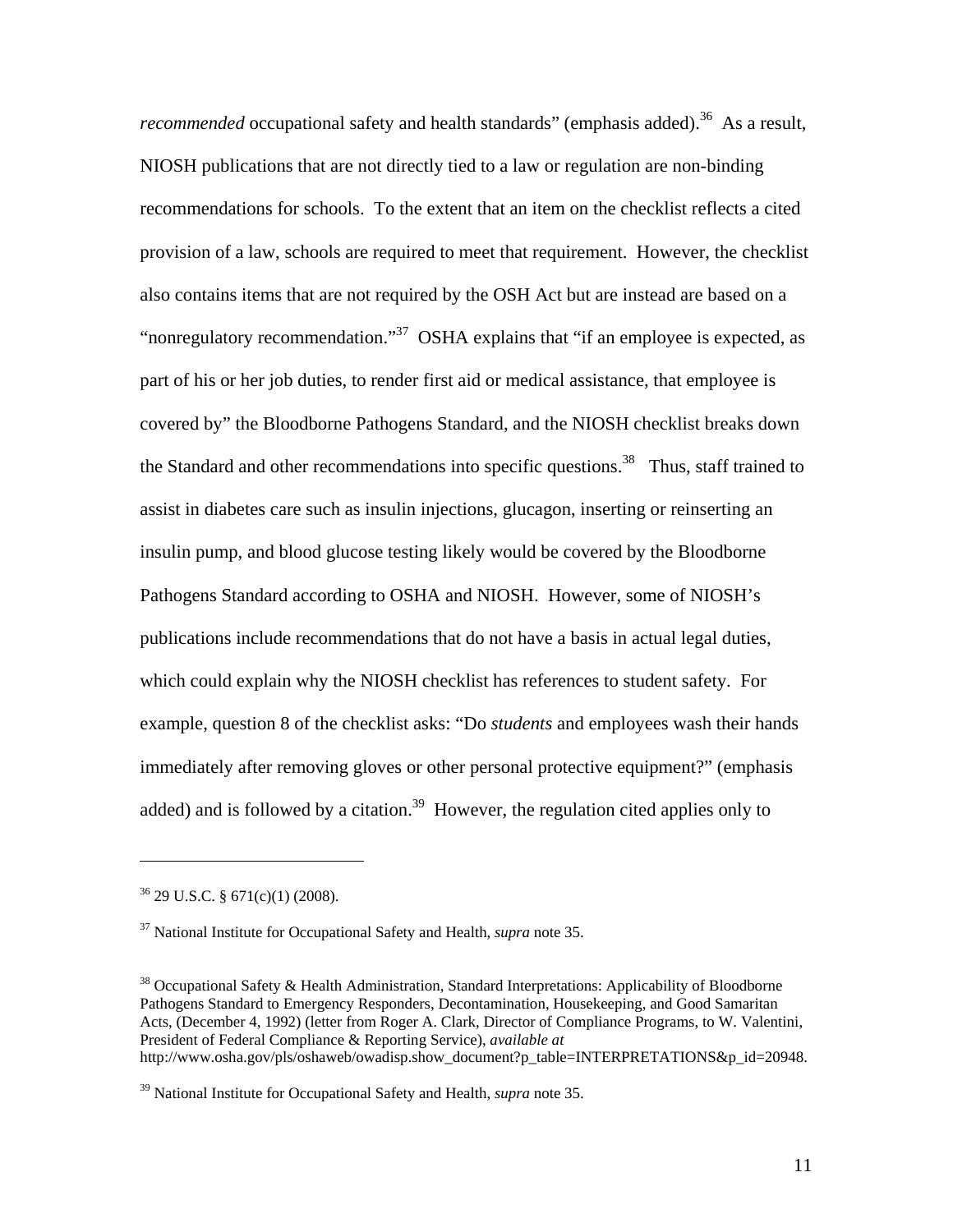*recommended* occupational safety and health standards" (emphasis added).[36] As a result, NIOSH publications that are not directly tied to a law or regulation are non-binding recommendations for schools. To the extent that an item on the checklist reflects a cited provision of a law, schools are required to meet that requirement. However, the checklist also contains items that are not required by the OSH Act but are instead are based on a "nonregulatory recommendation."[37] OSHA explains that "if an employee is expected, as part of his or her job duties, to render first aid or medical assistance, that employee is covered by" the Bloodborne Pathogens Standard, and the NIOSH checklist breaks down the Standard and other recommendations into specific questions.[38] Thus, staff trained to assist in diabetes care such as insulin injections, glucagon, inserting or reinserting an insulin pump, and blood glucose testing likely would be covered by the Bloodborne Pathogens Standard according to OSHA and NIOSH. However, some of NIOSH's publications include recommendations that do not have a basis in actual legal duties, which could explain why the NIOSH checklist has references to student safety. For example, question 8 of the checklist asks: "Do *students* and employees wash their hands immediately after removing gloves or other personal protective equipment?" (emphasis added) and is followed by a citation.[39] However, the regulation cited applies only to

---

[36] 29 U.S.C. § 671(c)(1) (2008).

[37] National Institute for Occupational Safety and Health, *supra* note 35.

[38] Occupational Safety & Health Administration, Standard Interpretations: Applicability of Bloodborne Pathogens Standard to Emergency Responders, Decontamination, Housekeeping, and Good Samaritan Acts, (December 4, 1992) (letter from Roger A. Clark, Director of Compliance Programs, to W. Valentini, President of Federal Compliance & Reporting Service), *available at* http://www.osha.gov/pls/oshaweb/owadisp.show_document?p_table=INTERPRETATIONS&p_id=20948.

[39] National Institute for Occupational Safety and Health, *supra* note 35.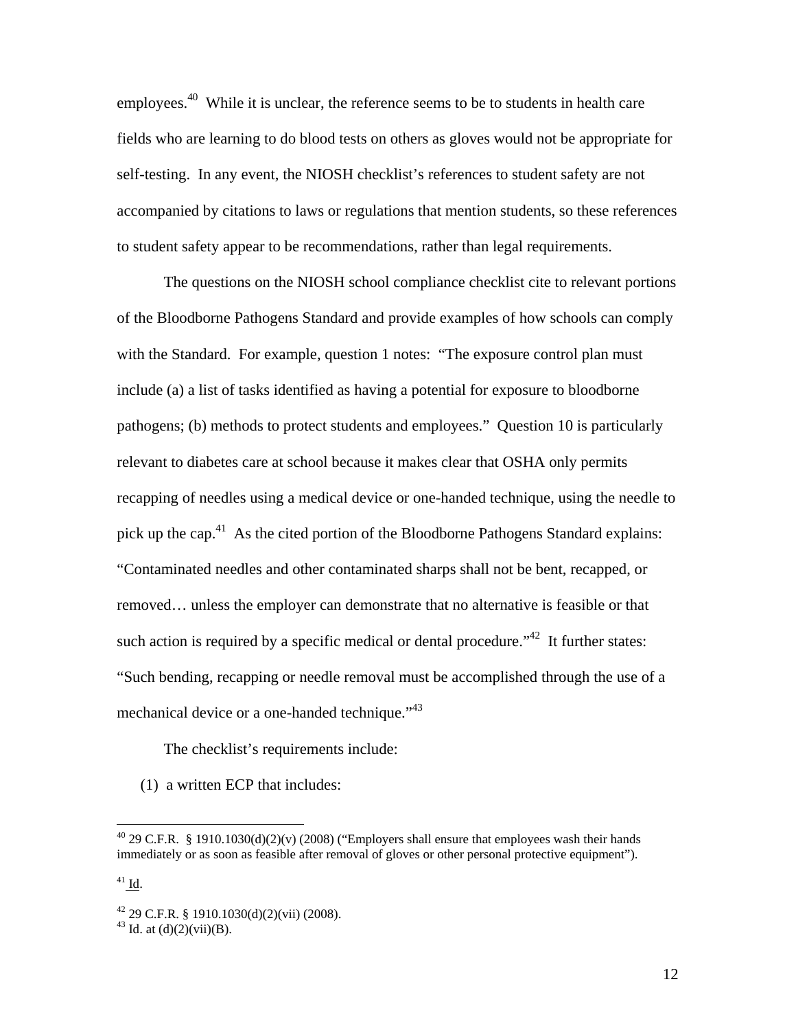employees.[40] While it is unclear, the reference seems to be to students in health care fields who are learning to do blood tests on others as gloves would not be appropriate for self-testing. In any event, the NIOSH checklist's references to student safety are not accompanied by citations to laws or regulations that mention students, so these references to student safety appear to be recommendations, rather than legal requirements.

The questions on the NIOSH school compliance checklist cite to relevant portions of the Bloodborne Pathogens Standard and provide examples of how schools can comply with the Standard. For example, question 1 notes: "The exposure control plan must include (a) a list of tasks identified as having a potential for exposure to bloodborne pathogens; (b) methods to protect students and employees." Question 10 is particularly relevant to diabetes care at school because it makes clear that OSHA only permits recapping of needles using a medical device or one-handed technique, using the needle to pick up the cap.[41] As the cited portion of the Bloodborne Pathogens Standard explains: "Contaminated needles and other contaminated sharps shall not be bent, recapped, or removed… unless the employer can demonstrate that no alternative is feasible or that such action is required by a specific medical or dental procedure."[42] It further states: "Such bending, recapping or needle removal must be accomplished through the use of a mechanical device or a one-handed technique."[43]

The checklist's requirements include:

(1) a written ECP that includes:

---

[40] 29 C.F.R. § 1910.1030(d)(2)(v) (2008) ("Employers shall ensure that employees wash their hands immediately or as soon as feasible after removal of gloves or other personal protective equipment").

[41] Id.

[42] 29 C.F.R. § 1910.1030(d)(2)(vii) (2008).

[43] Id. at (d)(2)(vii)(B).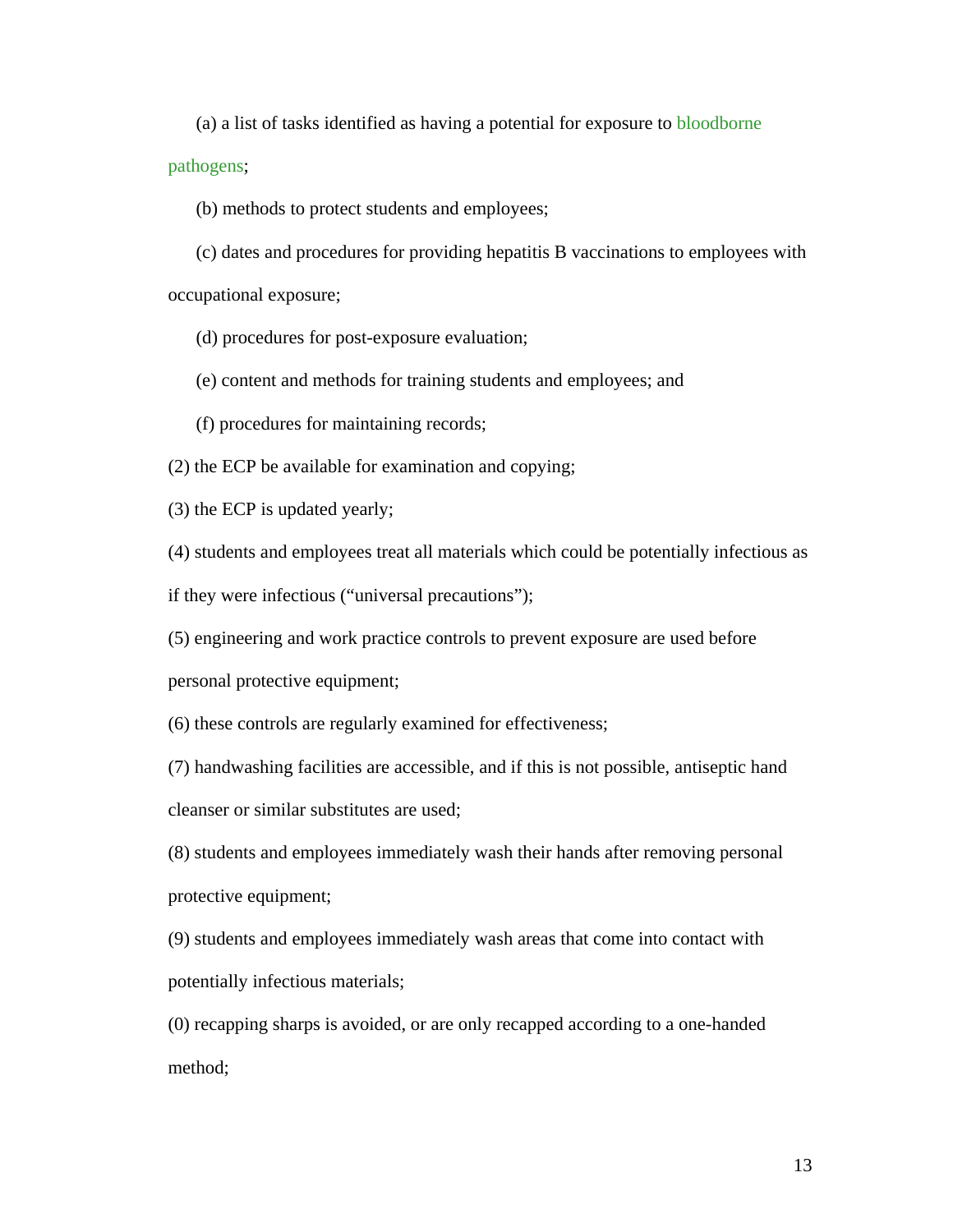(a) a list of tasks identified as having a potential for exposure to bloodborne pathogens;

(b) methods to protect students and employees;

(c) dates and procedures for providing hepatitis B vaccinations to employees with occupational exposure;

(d) procedures for post-exposure evaluation;

(e) content and methods for training students and employees; and

(f) procedures for maintaining records;

(2) the ECP be available for examination and copying;

(3) the ECP is updated yearly;

(4) students and employees treat all materials which could be potentially infectious as if they were infectious (“universal precautions”);

(5) engineering and work practice controls to prevent exposure are used before personal protective equipment;

(6) these controls are regularly examined for effectiveness;

(7) handwashing facilities are accessible, and if this is not possible, antiseptic hand cleanser or similar substitutes are used;

(8) students and employees immediately wash their hands after removing personal protective equipment;

(9) students and employees immediately wash areas that come into contact with potentially infectious materials;

(0) recapping sharps is avoided, or are only recapped according to a one-handed method;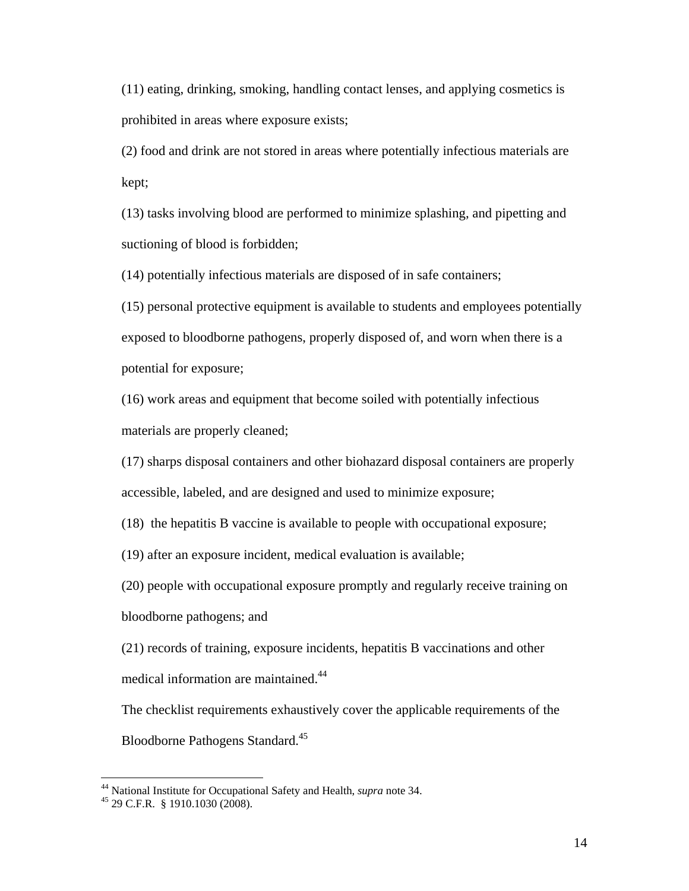(11) eating, drinking, smoking, handling contact lenses, and applying cosmetics is prohibited in areas where exposure exists;

(2) food and drink are not stored in areas where potentially infectious materials are kept;

(13) tasks involving blood are performed to minimize splashing, and pipetting and suctioning of blood is forbidden;

(14) potentially infectious materials are disposed of in safe containers;

(15) personal protective equipment is available to students and employees potentially exposed to bloodborne pathogens, properly disposed of, and worn when there is a potential for exposure;

(16) work areas and equipment that become soiled with potentially infectious materials are properly cleaned;

(17) sharps disposal containers and other biohazard disposal containers are properly accessible, labeled, and are designed and used to minimize exposure;

(18) the hepatitis B vaccine is available to people with occupational exposure;

(19) after an exposure incident, medical evaluation is available;

(20) people with occupational exposure promptly and regularly receive training on bloodborne pathogens; and

(21) records of training, exposure incidents, hepatitis B vaccinations and other medical information are maintained.[44]

The checklist requirements exhaustively cover the applicable requirements of the Bloodborne Pathogens Standard.[45]

---

[44] National Institute for Occupational Safety and Health, *supra* note 34.
[45] 29 C.F.R. § 1910.1030 (2008).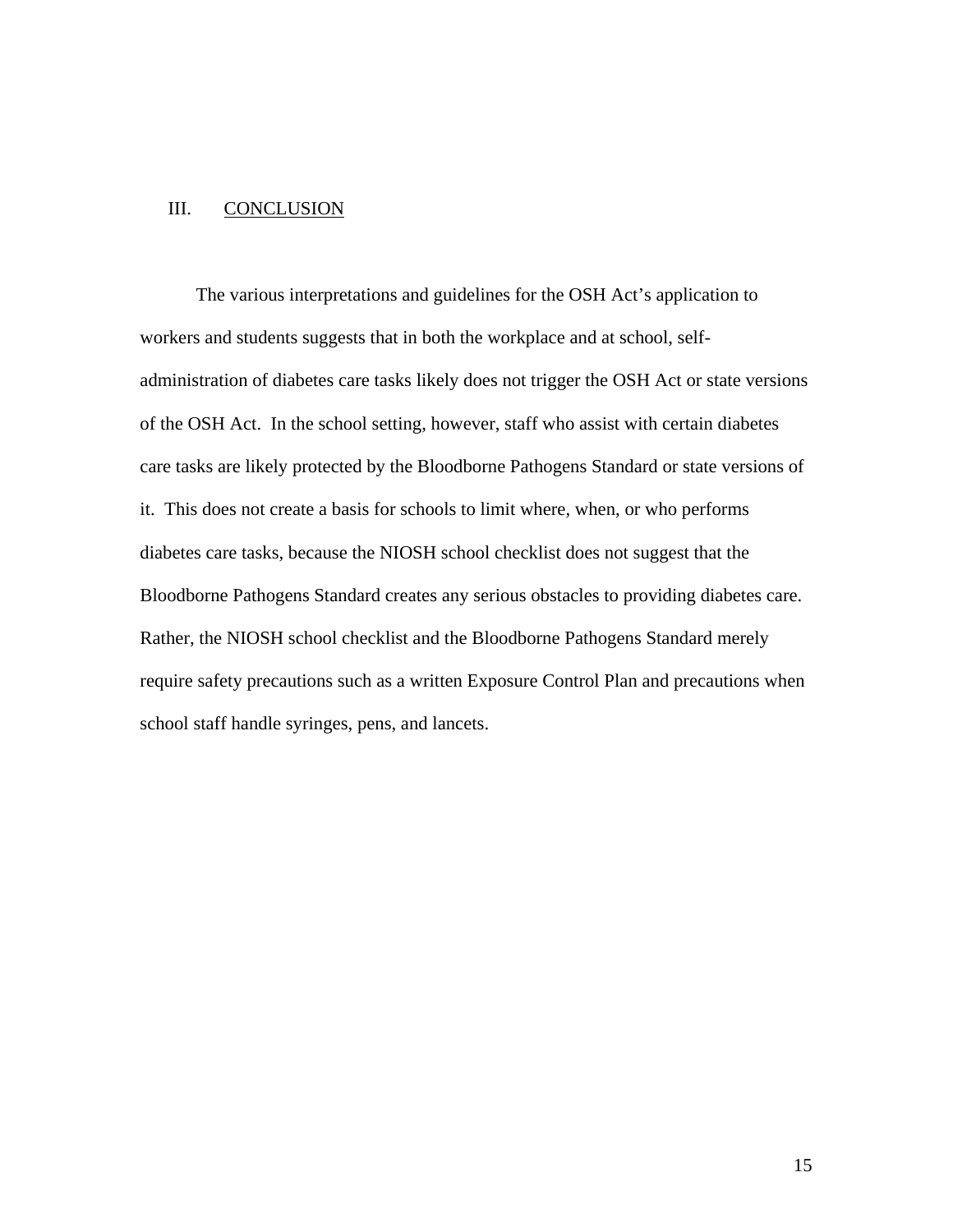## III. <u>CONCLUSION</u>

The various interpretations and guidelines for the OSH Act's application to workers and students suggests that in both the workplace and at school, self-administration of diabetes care tasks likely does not trigger the OSH Act or state versions of the OSH Act. In the school setting, however, staff who assist with certain diabetes care tasks are likely protected by the Bloodborne Pathogens Standard or state versions of it. This does not create a basis for schools to limit where, when, or who performs diabetes care tasks, because the NIOSH school checklist does not suggest that the Bloodborne Pathogens Standard creates any serious obstacles to providing diabetes care. Rather, the NIOSH school checklist and the Bloodborne Pathogens Standard merely require safety precautions such as a written Exposure Control Plan and precautions when school staff handle syringes, pens, and lancets.